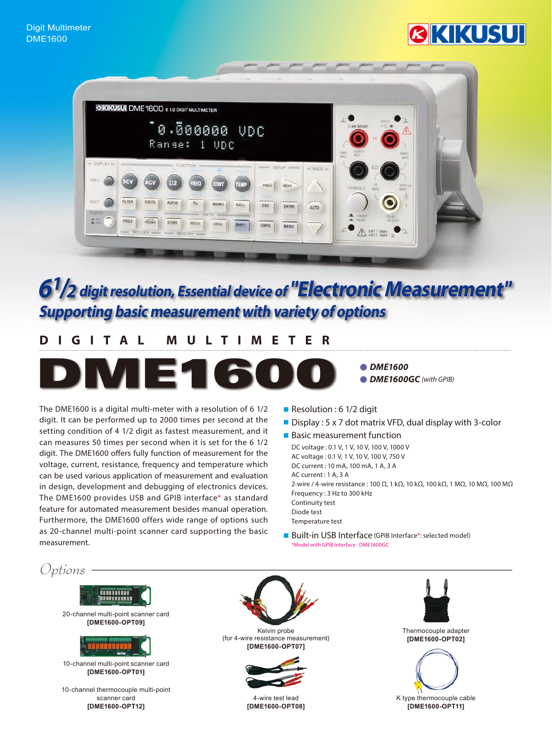Digit Multimeter
DME1600

KIKUSUI

# 6 1/2 digit resolution, Essential device of "Electronic Measurement"

## Supporting basic measurement with variety of options

DIGITAL MULTIMETER

# DME1600

- ***DME1600***
- ***DME1600GC*** *(with GPIB)*

The DME1600 is a digital multi-meter with a resolution of 6 1/2 digit. It can be performed up to 2000 times per second at the setting condition of 4 1/2 digit as fastest measurement, and it can measures 50 times per second when it is set for the 6 1/2 digit. The DME1600 offers fully function of measurement for the voltage, current, resistance, frequency and temperature which can be used various application of measurement and evaluation in design, development and debugging of electronics devices. The DME1600 provides USB and GPIB interface* as standard feature for automated measurement besides manual operation. Furthermore, the DME1600 offers wide range of options such as 20-channel multi-point scanner card supporting the basic measurement.

- Resolution : 6 1/2 digit
- Display : 5 x 7 dot matrix VFD, dual display with 3-color
- Basic measurement function
  - DC voltage : 0.1 V, 1 V, 10 V, 100 V, 1000 V
  - AC voltage : 0.1 V, 1 V, 10 V, 100 V, 750 V
  - DC current : 10 mA, 100 mA, 1 A, 3 A
  - AC current : 1 A, 3 A
  - 2-wire / 4-wire resistance : 100 Ω, 1 kΩ, 10 kΩ, 100 kΩ, 1 MΩ, 10 MΩ, 100 MΩ
  - Frequency : 3 Hz to 300 kHz
  - Continuity test
  - Diode test
  - Temperature test
- Built-in USB Interface (GPIB Interface*: selected model)

*Model with GPIB Interface : DME1600GC

## Options

20-channel multi-point scanner card
**[DME1600-OPT09]**

10-channel multi-point scanner card
**[DME1600-OPT01]**

10-channel thermocouple multi-point scanner card
**[DME1600-OPT12]**

Kelvin probe
(for 4-wire resistance measurement)
**[DME1600-OPT07]**

4-wire test lead
**[DME1600-OPT08]**

Thermocouple adapter
**[DME1600-OPT02]**

K type thermocouple cable
**[DME1600-OPT11]**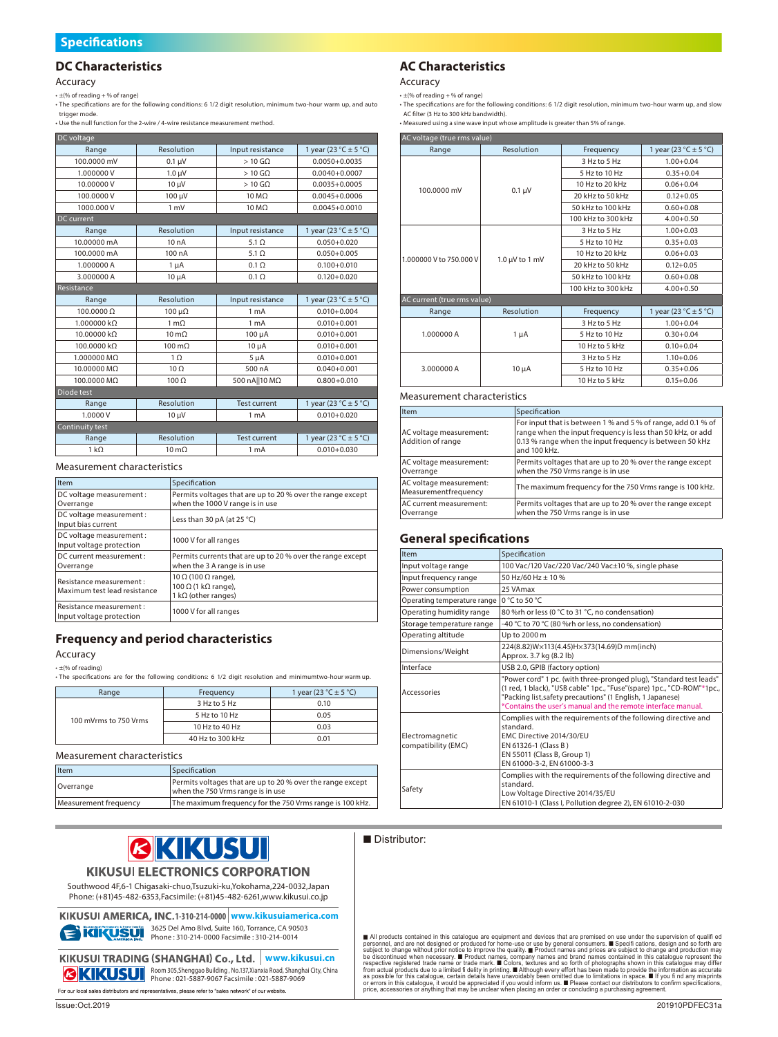# Specifications

## DC Characteristics

### Accuracy

- ±(% of reading + % of range)
- The specifications are for the following conditions: 6 1/2 digit resolution, minimum two-hour warm up, and auto trigger mode.
- Use the null function for the 2-wire / 4-wire resistance measurement method.

| Range | Resolution | Input resistance | 1 year (23 °C ± 5 °C) |
|---|---|---|---|
| **DC voltage** | | | |
| 100.0000 mV | 0.1 μV | > 10 GΩ | 0.0050+0.0035 |
| 1.000000 V | 1.0 μV | > 10 GΩ | 0.0040+0.0007 |
| 10.00000 V | 10 μV | > 10 GΩ | 0.0035+0.0005 |
| 100.0000 V | 100 μV | 10 MΩ | 0.0045+0.0006 |
| 1000.000 V | 1 mV | 10 MΩ | 0.0045+0.0010 |
| **DC current** | | | |
| Range | Resolution | Input resistance | 1 year (23 °C ± 5 °C) |
| 10.00000 mA | 10 nA | 5.1 Ω | 0.050+0.020 |
| 100.0000 mA | 100 nA | 5.1 Ω | 0.050+0.005 |
| 1.000000 A | 1 μA | 0.1 Ω | 0.100+0.010 |
| 3.000000 A | 10 μA | 0.1 Ω | 0.120+0.020 |
| **Resistance** | | | |
| Range | Resolution | Input resistance | 1 year (23 °C ± 5 °C) |
| 100.0000 Ω | 100 μΩ | 1 mA | 0.010+0.004 |
| 1.000000 kΩ | 1 mΩ | 1 mA | 0.010+0.001 |
| 10.00000 kΩ | 10 mΩ | 100 μA | 0.010+0.001 |
| 100.0000 kΩ | 100 mΩ | 10 μA | 0.010+0.001 |
| 1.000000 MΩ | 1 Ω | 5 μA | 0.010+0.001 |
| 10.00000 MΩ | 10 Ω | 500 nA | 0.040+0.001 |
| 100.0000 MΩ | 100 Ω | 500 nA‖10 MΩ | 0.800+0.010 |
| **Diode test** | | | |
| Range | Resolution | Test current | 1 year (23 °C ± 5 °C) |
| 1.0000 V | 10 μV | 1 mA | 0.010+0.020 |
| **Continuity test** | | | |
| Range | Resolution | Test current | 1 year (23 °C ± 5 °C) |
| 1 kΩ | 10 mΩ | 1 mA | 0.010+0.030 |

### Measurement characteristics

| Item | Specification |
|---|---|
| DC voltage measurement : Overrange | Permits voltages that are up to 20 % over the range except when the 1000 V range is in use |
| DC voltage measurement : Input bias current | Less than 30 pA (at 25 °C) |
| DC voltage measurement : Input voltage protection | 1000 V for all ranges |
| DC current measurement : Overrange | Permits currents that are up to 20 % over the range except when the 3 A range is in use |
| Resistance measurement : Maximum test lead resistance | 10 Ω (100 Ω range), 100 Ω (1 kΩ range), 1 kΩ (other ranges) |
| Resistance measurement : Input voltage protection | 1000 V for all ranges |

## Frequency and period characteristics

### Accuracy

- ±(% of reading)
- The specifications are for the following conditions: 6 1/2 digit resolution and minimumtwo-hour warm up.

| Range | Frequency | 1 year (23 °C ± 5 °C) |
|---|---|---|
| 100 mVrms to 750 Vrms | 3 Hz to 5 Hz | 0.10 |
| | 5 Hz to 10 Hz | 0.05 |
| | 10 Hz to 40 Hz | 0.03 |
| | 40 Hz to 300 kHz | 0.01 |

### Measurement characteristics

| Item | Specification |
|---|---|
| Overrange | Permits voltages that are up to 20 % over the range except when the 750 Vrms range is in use |
| Measurement frequency | The maximum frequency for the 750 Vrms range is 100 kHz. |

## AC Characteristics

### Accuracy

- ±(% of reading + % of range)
- The specifications are for the following conditions: 6 1/2 digit resolution, minimum two-hour warm up, and slow AC filter (3 Hz to 300 kHz bandwidth).
- Measured using a sine wave input whose amplitude is greater than 5% of range.

| Range | Resolution | Frequency | 1 year (23 °C ± 5 °C) |
|---|---|---|---|
| **AC voltage (true rms value)** | | | |
| 100.0000 mV | 0.1 μV | 3 Hz to 5 Hz | 1.00+0.04 |
| | | 5 Hz to 10 Hz | 0.35+0.04 |
| | | 10 Hz to 20 kHz | 0.06+0.04 |
| | | 20 kHz to 50 kHz | 0.12+0.05 |
| | | 50 kHz to 100 kHz | 0.60+0.08 |
| | | 100 kHz to 300 kHz | 4.00+0.50 |
| 1.000000 V to 750.000 V | 1.0 μV to 1 mV | 3 Hz to 5 Hz | 1.00+0.03 |
| | | 5 Hz to 10 Hz | 0.35+0.03 |
| | | 10 Hz to 20 kHz | 0.06+0.03 |
| | | 20 kHz to 50 kHz | 0.12+0.05 |
| | | 50 kHz to 100 kHz | 0.60+0.08 |
| | | 100 kHz to 300 kHz | 4.00+0.50 |
| **AC current (true rms value)** | | | |
| Range | Resolution | Frequency | 1 year (23 °C ± 5 °C) |
| 1.000000 A | 1 μA | 3 Hz to 5 Hz | 1.00+0.04 |
| | | 5 Hz to 10 Hz | 0.30+0.04 |
| | | 10 Hz to 5 kHz | 0.10+0.04 |
| 3.000000 A | 10 μA | 3 Hz to 5 Hz | 1.10+0.06 |
| | | 5 Hz to 10 Hz | 0.35+0.06 |
| | | 10 Hz to 5 kHz | 0.15+0.06 |

### Measurement characteristics

| Item | Specification |
|---|---|
| AC voltage measurement: Addition of range | For input that is between 1 % and 5 % of range, add 0.1 % of range when the input frequency is less than 50 kHz, or add 0.13 % range when the input frequency is between 50 kHz and 100 kHz. |
| AC voltage measurement: Overrange | Permits voltages that are up to 20 % over the range except when the 750 Vrms range is in use |
| AC voltage measurement: Measurementfrequency | The maximum frequency for the 750 Vrms range is 100 kHz. |
| AC current measurement: Overrange | Permits voltages that are up to 20 % over the range except when the 750 Vrms range is in use |

## General specifications

| Item | Specification |
|---|---|
| Input voltage range | 100 Vac/120 Vac/220 Vac/240 Vac±10 %, single phase |
| Input frequency range | 50 Hz/60 Hz ± 10 % |
| Power consumption | 25 VAmax |
| Operating temperature range | 0 °C to 50 °C |
| Operating humidity range | 80 %rh or less (0 °C to 31 °C, no condensation) |
| Storage temperature range | -40 °C to 70 °C (80 %rh or less, no condensation) |
| Operating altitude | Up to 2000 m |
| Dimensions/Weight | 224(8.82)W×113(4.45)H×373(14.69)D mm(inch) Approx. 3.7 kg (8.2 lb) |
| Interface | USB 2.0, GPIB (factory option) |
| Accessories | "Power cord" 1 pc. (with three-pronged plug), "Standard test leads" (1 red, 1 black), "USB cable" 1pc., "Fuse"(spare) 1pc., "CD-ROM"* 1pc., "Packing list,safety precautions" (1 English, 1 Japanese) *Contains the user's manual and the remote interface manual. |
| Electromagnetic compatibility (EMC) | Complies with the requirements of the following directive and standard. EMC Directive 2014/30/EU EN 61326-1 (Class B) EN 55011 (Class B, Group 1) EN 61000-3-2, EN 61000-3-3 |
| Safety | Complies with the requirements of the following directive and standard. Low Voltage Directive 2014/35/EU EN 61010-1 (Class I, Pollution degree 2), EN 61010-2-030 |

**KIKUSUI**

**KIKUSUI ELECTRONICS CORPORATION**

Southwood 4F,6-1 Chigasaki-chuo,Tsuzuki-ku,Yokohama,224-0032,Japan
Phone: (+81)45-482-6353,Facsimile: (+81)45-482-6261,www.kikusui.co.jp

**KIKUSUI AMERICA, INC.** 1-310-214-0000 www.kikusuiamerica.com
3625 Del Amo Blvd, Suite 160, Torrance, CA 90503
Phone : 310-214-0000 Facsimile : 310-214-0014

**KIKUSUI TRADING (SHANGHAI) Co., Ltd.** www.kikusui.cn
Room 305,Shenggao Building , No.137,Xianxia Road, Shanghai City, China
Phone : 021-5887-9067 Facsimile : 021-5887-9069

For our local sales distributors and representatives, please refer to "sales network" of our website.

■ Distributor:

■ All products contained in this catalogue are equipment and devices that are premised on use under the supervision of qualifi ed personnel, and are not designed or produced for home-use or use by general consumers. ■ Specifi cations, design and so forth are subject to change without prior notice to improve the quality. ■ Product names and prices are subject to change and production may be discontinued when necessary. ■ Product names, company names and brand names contained in this catalogue represent the respective registered trade name or trade mark. ■ Colors, textures and so forth of photographs shown in this catalogue may differ from actual products due to a limited fi delity in printing. ■ Although every effort has been made to provide the information as accurate as possible for this catalogue, certain details have unavoidably been omitted due to limitations in space. ■ If you fi nd any misprints or errors in this catalogue, it would be appreciated if you would inform us. ■ Please contact our distributors to confirm specifications, price, accessories or anything that may be unclear when placing an order or concluding a purchasing agreement.

Issue:Oct.2019

201910PDFEC31a